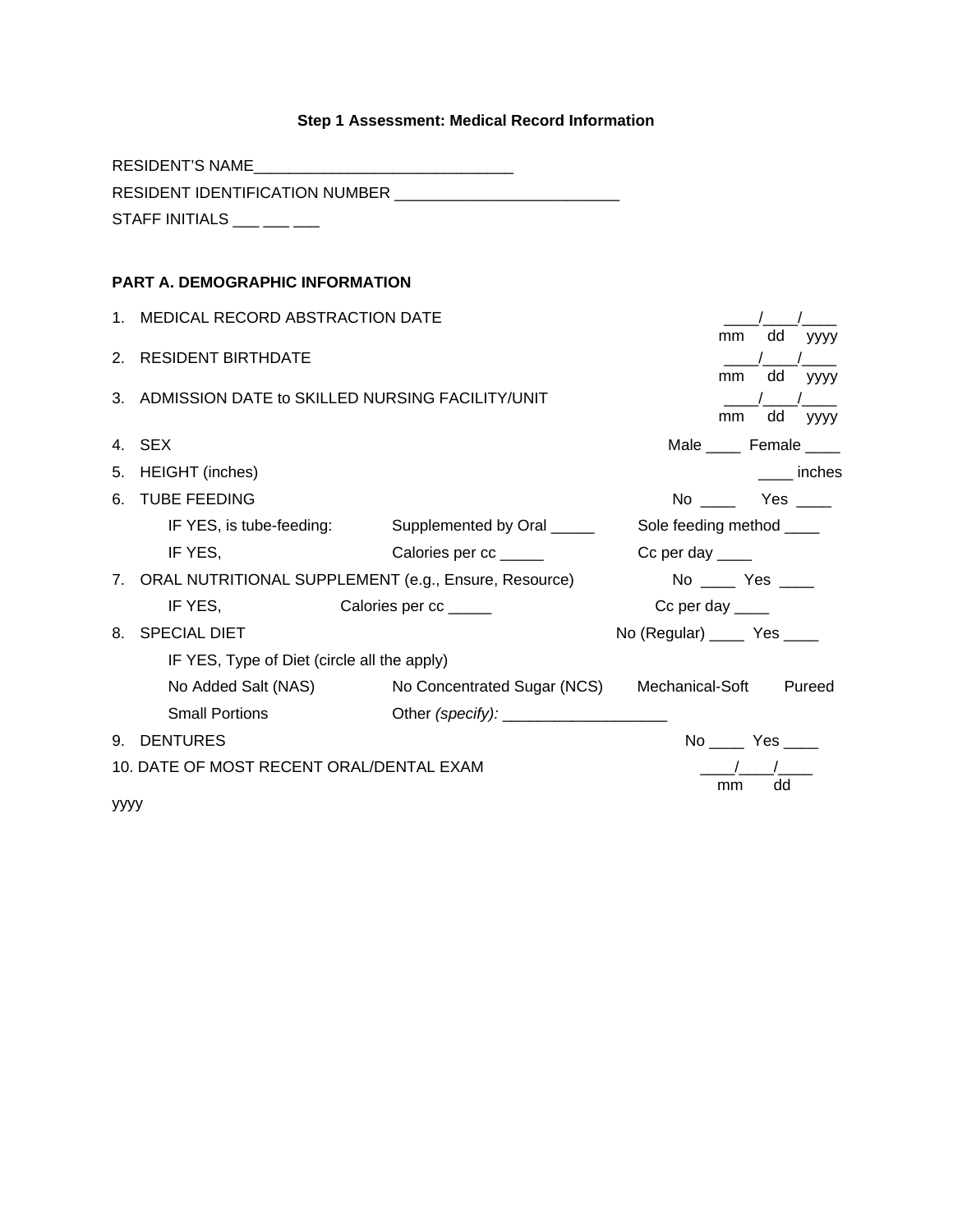**Step 1 Assessment: Medical Record Information**

RESIDENT'S NAME______________________________

RESIDENT IDENTIFICATION NUMBER __________________________

STAFF INITIALS ___ ___ ___

**PART A. DEMOGRAPHIC INFORMATION**

1. MEDICAL RECORD ABSTRACTION DATE ____/____/____ (mm dd yyyy)
2. RESIDENT BIRTHDATE ____/____/____ (mm dd yyyy)
3. ADMISSION DATE to SKILLED NURSING FACILITY/UNIT ____/____/____ (mm dd yyyy)
4. SEX Male ____ Female ____
5. HEIGHT (inches) ____ inches
6. TUBE FEEDING No ____ Yes ____
   - IF YES, is tube-feeding: Supplemented by Oral _____ Sole feeding method ____
   - IF YES, Calories per cc _____ Cc per day ____
7. ORAL NUTRITIONAL SUPPLEMENT (e.g., Ensure, Resource) No ____ Yes ____
   - IF YES, Calories per cc _____ Cc per day ____
8. SPECIAL DIET No (Regular) ____ Yes ____
   - IF YES, Type of Diet (circle all the apply)
   - No Added Salt (NAS) No Concentrated Sugar (NCS) Mechanical-Soft Pureed
   - Small Portions Other *(specify):* ___________________
9. DENTURES No ____ Yes ____
10. DATE OF MOST RECENT ORAL/DENTAL EXAM ____/____/____ (mm dd yyyy)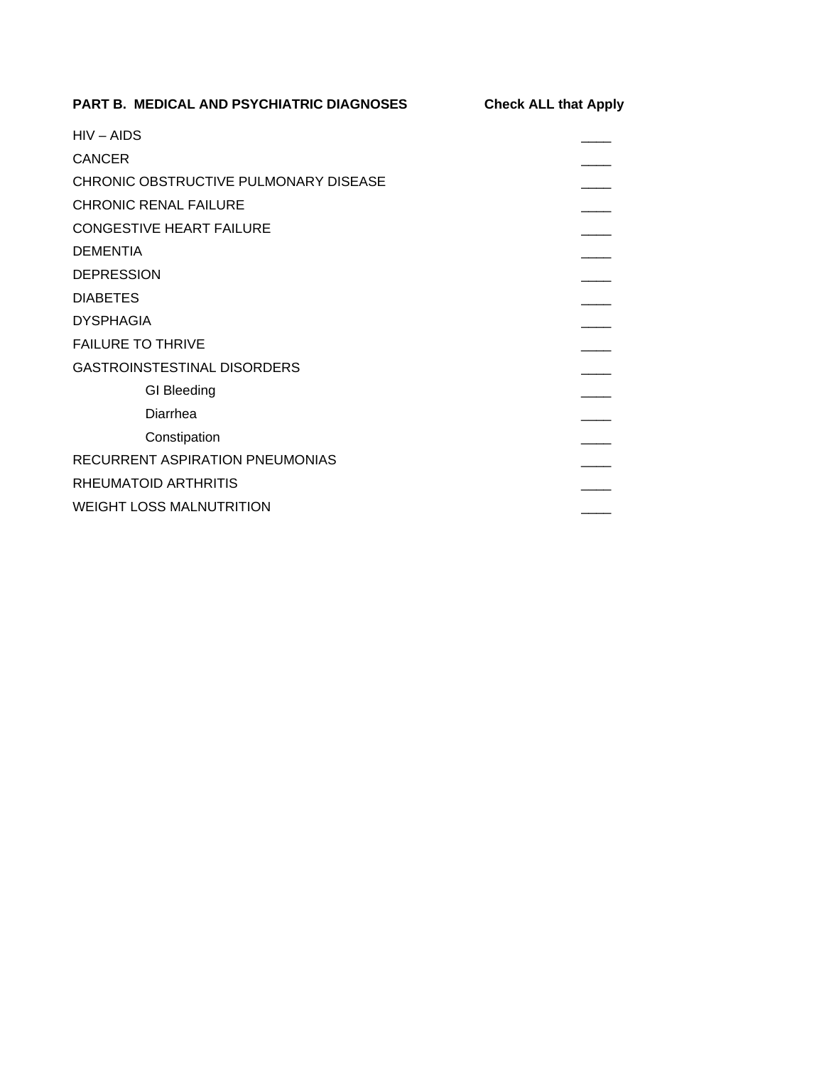| PART B. MEDICAL AND PSYCHIATRIC DIAGNOSES | Check ALL that Apply |
|---|---|
| HIV – AIDS | ____ |
| CANCER | ____ |
| CHRONIC OBSTRUCTIVE PULMONARY DISEASE | ____ |
| CHRONIC RENAL FAILURE | ____ |
| CONGESTIVE HEART FAILURE | ____ |
| DEMENTIA | ____ |
| DEPRESSION | ____ |
| DIABETES | ____ |
| DYSPHAGIA | ____ |
| FAILURE TO THRIVE | ____ |
| GASTROINSTESTINAL DISORDERS | ____ |
| GI Bleeding | ____ |
| Diarrhea | ____ |
| Constipation | ____ |
| RECURRENT ASPIRATION PNEUMONIAS | ____ |
| RHEUMATOID ARTHRITIS | ____ |
| WEIGHT LOSS MALNUTRITION | ____ |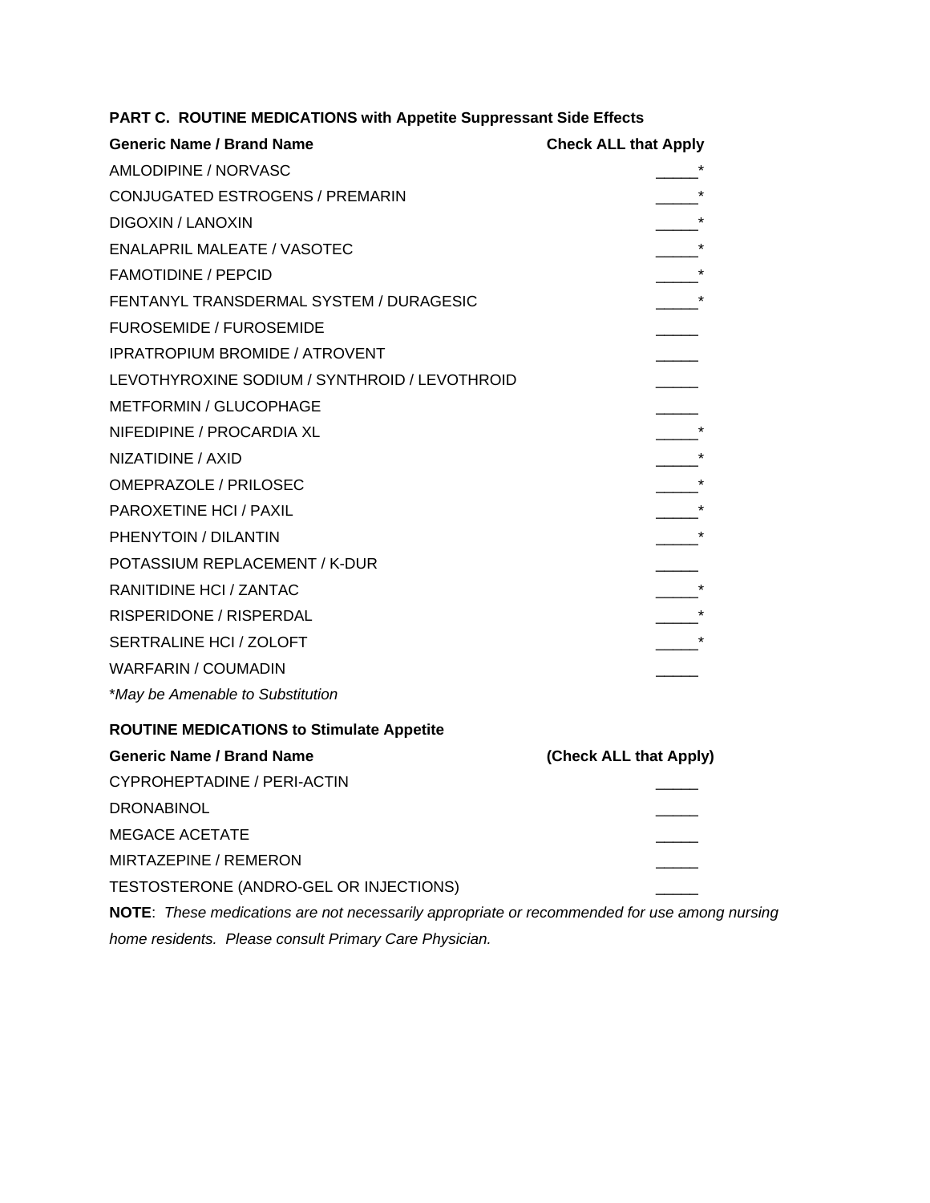**PART C. ROUTINE MEDICATIONS with Appetite Suppressant Side Effects**

| Generic Name / Brand Name | Check ALL that Apply |
| --- | --- |
| AMLODIPINE / NORVASC | _____* |
| CONJUGATED ESTROGENS / PREMARIN | _____* |
| DIGOXIN / LANOXIN | _____* |
| ENALAPRIL MALEATE / VASOTEC | _____* |
| FAMOTIDINE / PEPCID | _____* |
| FENTANYL TRANSDERMAL SYSTEM / DURAGESIC | _____* |
| FUROSEMIDE / FUROSEMIDE | _____ |
| IPRATROPIUM BROMIDE / ATROVENT | _____ |
| LEVOTHYROXINE SODIUM / SYNTHROID / LEVOTHROID | _____ |
| METFORMIN / GLUCOPHAGE | _____ |
| NIFEDIPINE / PROCARDIA XL | _____* |
| NIZATIDINE / AXID | _____* |
| OMEPRAZOLE / PRILOSEC | _____* |
| PAROXETINE HCI / PAXIL | _____* |
| PHENYTOIN / DILANTIN | _____* |
| POTASSIUM REPLACEMENT / K-DUR | _____ |
| RANITIDINE HCI / ZANTAC | _____* |
| RISPERIDONE / RISPERDAL | _____* |
| SERTRALINE HCI / ZOLOFT | _____* |
| WARFARIN / COUMADIN | _____ |

*\*May be Amenable to Substitution*

**ROUTINE MEDICATIONS to Stimulate Appetite**

| Generic Name / Brand Name | (Check ALL that Apply) |
| --- | --- |
| CYPROHEPTADINE / PERI-ACTIN | _____ |
| DRONABINOL | _____ |
| MEGACE ACETATE | _____ |
| MIRTAZEPINE / REMERON | _____ |
| TESTOSTERONE (ANDRO-GEL OR INJECTIONS) | _____ |

**NOTE**: *These medications are not necessarily appropriate or recommended for use among nursing home residents. Please consult Primary Care Physician.*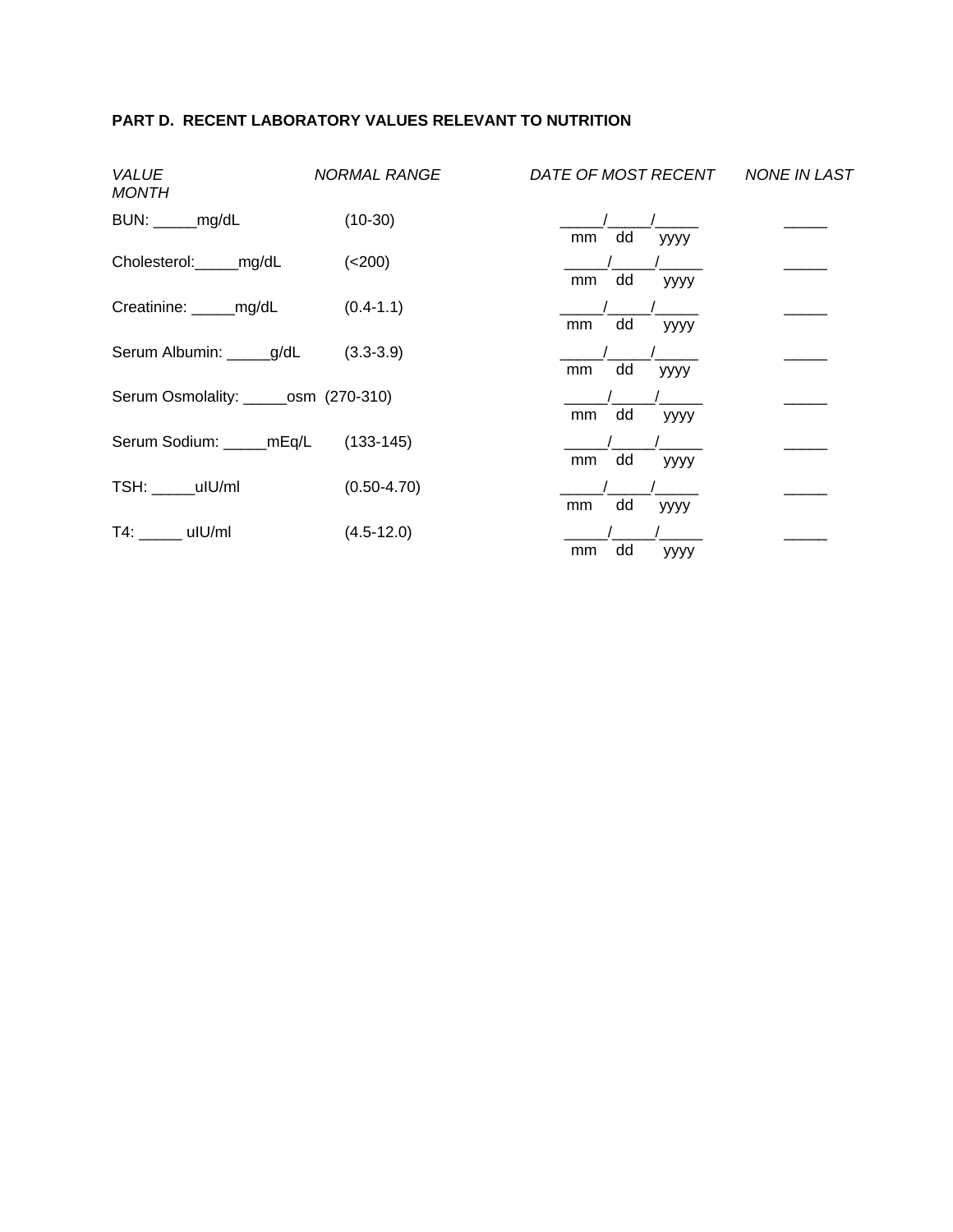**PART D. RECENT LABORATORY VALUES RELEVANT TO NUTRITION**

| *VALUE* | *NORMAL RANGE* | *DATE OF MOST RECENT* | *NONE IN LAST MONTH* |
|---|---|---|---|
| BUN: _____mg/dL | (10-30) | _____/_____/_____ mm dd yyyy | _____ |
| Cholesterol:_____mg/dL | (<200) | _____/_____/_____ mm dd yyyy | _____ |
| Creatinine: _____mg/dL | (0.4-1.1) | _____/_____/_____ mm dd yyyy | _____ |
| Serum Albumin: _____g/dL | (3.3-3.9) | _____/_____/_____ mm dd yyyy | _____ |
| Serum Osmolality: _____osm | (270-310) | _____/_____/_____ mm dd yyyy | _____ |
| Serum Sodium: _____mEq/L | (133-145) | _____/_____/_____ mm dd yyyy | _____ |
| TSH: _____uIU/ml | (0.50-4.70) | _____/_____/_____ mm dd yyyy | _____ |
| T4: _____ uIU/ml | (4.5-12.0) | _____/_____/_____ mm dd yyyy | _____ |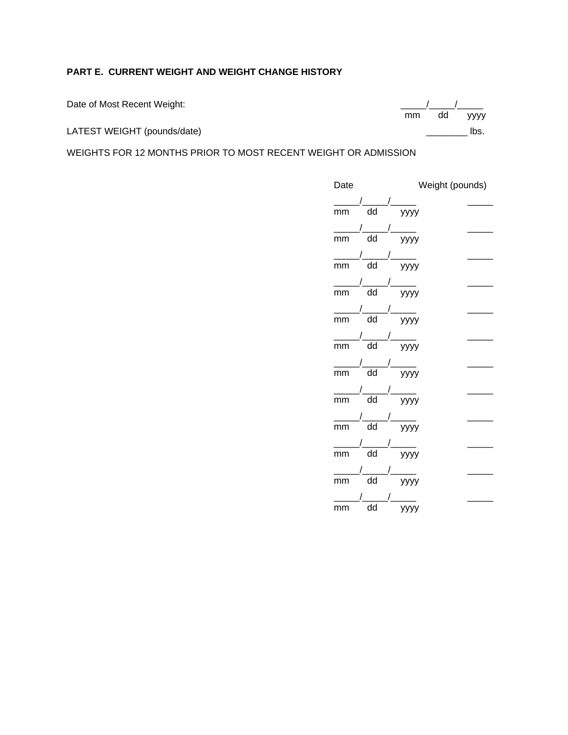**PART E. CURRENT WEIGHT AND WEIGHT CHANGE HISTORY**

Date of Most Recent Weight: _____/_____/_____
mm dd yyyy

LATEST WEIGHT (pounds/date) ________ lbs.

WEIGHTS FOR 12 MONTHS PRIOR TO MOST RECENT WEIGHT OR ADMISSION

| Date | Weight (pounds) |
|---|---|
| _____/_____/_____ (mm dd yyyy) | _____ |
| _____/_____/_____ (mm dd yyyy) | _____ |
| _____/_____/_____ (mm dd yyyy) | _____ |
| _____/_____/_____ (mm dd yyyy) | _____ |
| _____/_____/_____ (mm dd yyyy) | _____ |
| _____/_____/_____ (mm dd yyyy) | _____ |
| _____/_____/_____ (mm dd yyyy) | _____ |
| _____/_____/_____ (mm dd yyyy) | _____ |
| _____/_____/_____ (mm dd yyyy) | _____ |
| _____/_____/_____ (mm dd yyyy) | _____ |
| _____/_____/_____ (mm dd yyyy) | _____ |
| _____/_____/_____ (mm dd yyyy) | _____ |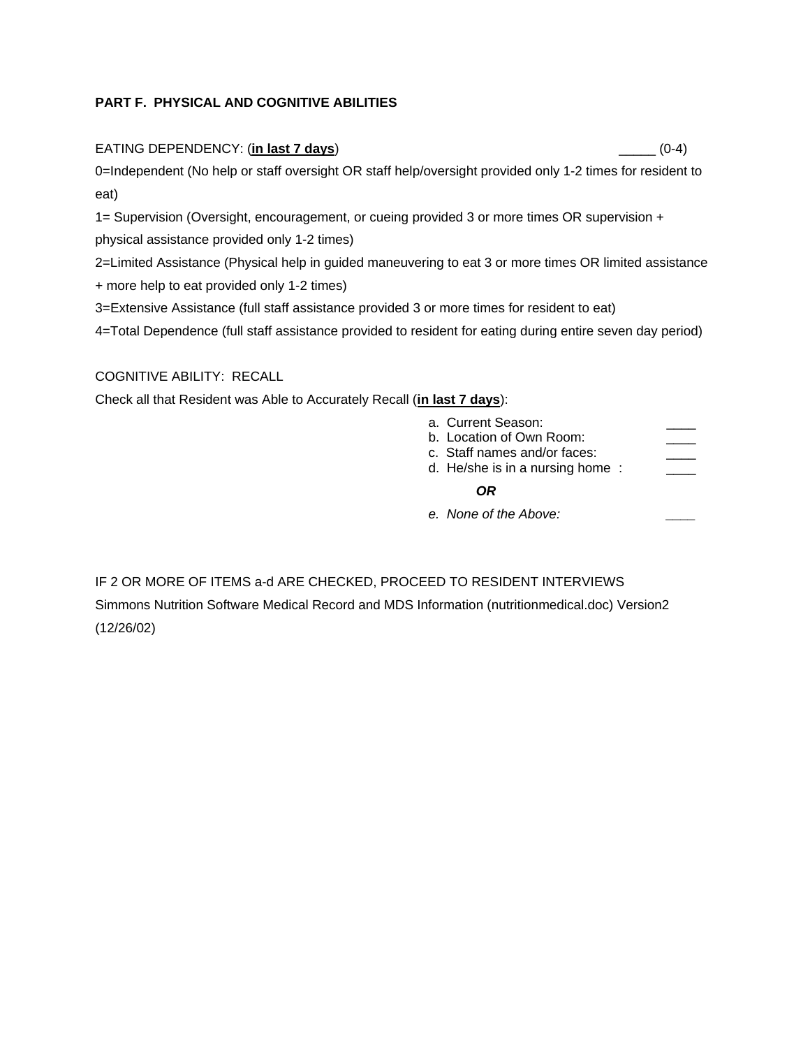**PART F. PHYSICAL AND COGNITIVE ABILITIES**

EATING DEPENDENCY: (**in last 7 days**) _____ (0-4)

0=Independent (No help or staff oversight OR staff help/oversight provided only 1-2 times for resident to eat)

1= Supervision (Oversight, encouragement, or cueing provided 3 or more times OR supervision + physical assistance provided only 1-2 times)

2=Limited Assistance (Physical help in guided maneuvering to eat 3 or more times OR limited assistance + more help to eat provided only 1-2 times)

3=Extensive Assistance (full staff assistance provided 3 or more times for resident to eat)

4=Total Dependence (full staff assistance provided to resident for eating during entire seven day period)

COGNITIVE ABILITY: RECALL

Check all that Resident was Able to Accurately Recall (**in last 7 days**):

a. Current Season: ____
b. Location of Own Room: ____
c. Staff names and/or faces: ____
d. He/she is in a nursing home : ____

***OR***

*e. None of the Above:* ____

IF 2 OR MORE OF ITEMS a-d ARE CHECKED, PROCEED TO RESIDENT INTERVIEWS

Simmons Nutrition Software Medical Record and MDS Information (nutritionmedical.doc) Version2 (12/26/02)